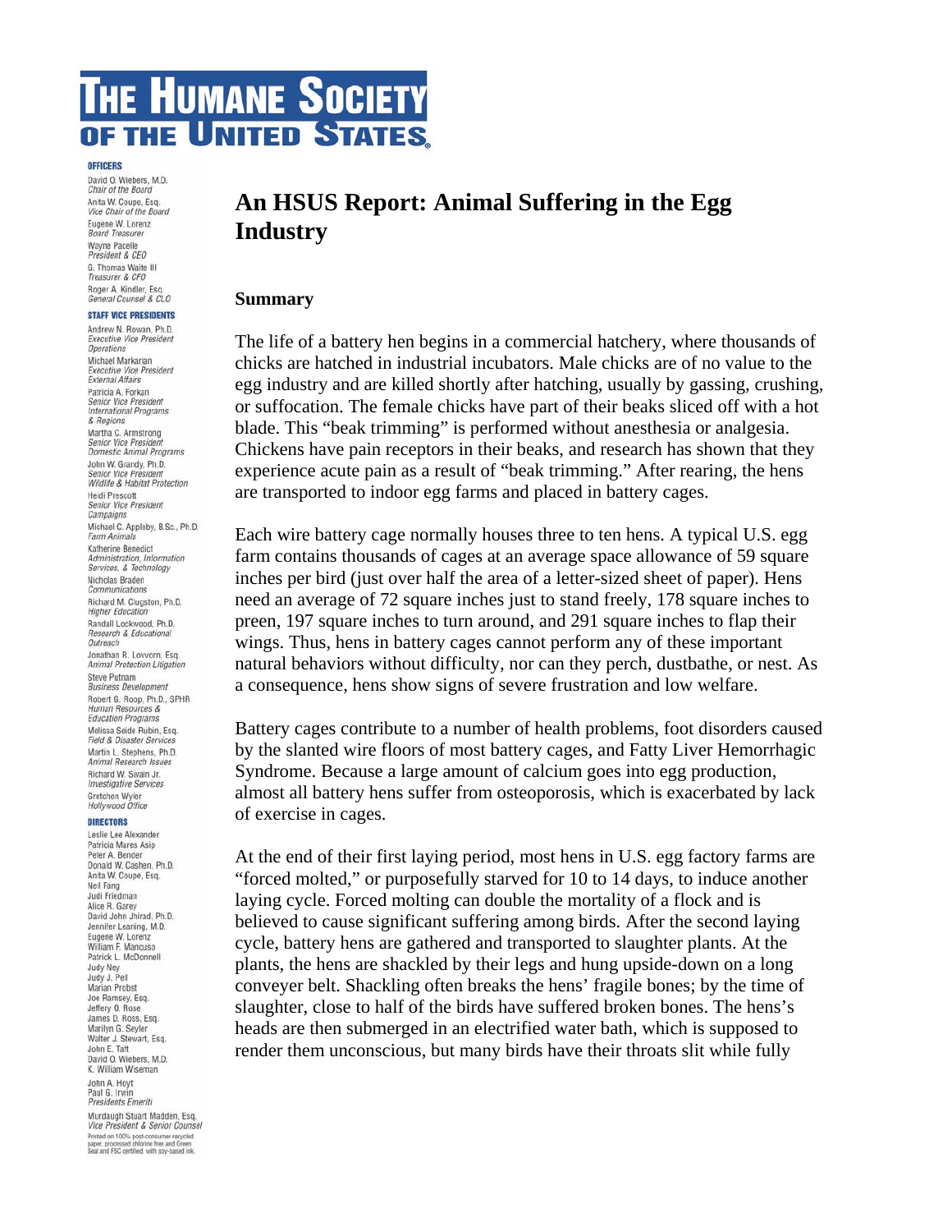# THE HUMANE SOCIETY OF THE UNITED STATES

**OFFICERS**

David O. Wiebers, M.D.
*Chair of the Board*
Anita W. Coupe, Esq.
*Vice Chair of the Board*
Eugene W. Lorenz
*Board Treasurer*
Wayne Pacelle
*President & CEO*
G. Thomas Waite III
*Treasurer & CFO*
Roger A. Kindler, Esq.
*General Counsel & CLO*

**STAFF VICE PRESIDENTS**

Andrew N. Rowan, Ph.D.
*Executive Vice President Operations*
Michael Markarian
*Executive Vice President External Affairs*
Patricia A. Forkan
*Senior Vice President International Programs & Regions*
Martha C. Armstrong
*Senior Vice President Domestic Animal Programs*
John W. Grandy, Ph.D.
*Senior Vice President Wildlife & Habitat Protection*
Heidi Prescott
*Senior Vice President Campaigns*
Michael C. Appleby, B.Sc., Ph.D.
*Farm Animals*
Katherine Benedict
*Administration, Information Services, & Technology*
Nicholas Braden
*Communications*
Richard M. Clugston, Ph.D.
*Higher Education*
Randall Lockwood, Ph.D.
*Research & Educational Outreach*
Jonathan R. Lovvorn, Esq.
*Animal Protection Litigation*
Steve Putnam
*Business Development*
Robert G. Roop, Ph.D., SPHR
*Human Resources & Education Programs*
Melissa Seide Rubin, Esq.
*Field & Disaster Services*
Martin L. Stephens, Ph.D.
*Animal Research Issues*
Richard W. Swain Jr.
*Investigative Services*
Gretchen Wyler
*Hollywood Office*

**DIRECTORS**

Leslie Lee Alexander
Patricia Mares Asip
Peter A. Bender
Donald W. Cashen, Ph.D.
Anita W. Coupe, Esq.
Neil Fang
Judi Friedman
Alice R. Garey
David John Jhirad, Ph.D.
Jennifer Leaning, M.D.
Eugene W. Lorenz
William F. Mancuso
Patrick L. McDonnell
Judy Ney
Judy J. Peil
Marian Probst
Joe Ramsey, Esq.
Jeffery O. Rose
James D. Ross, Esq.
Marilyn G. Seyler
Walter J. Stewart, Esq.
John E. Taft
David O. Wiebers, M.D.
K. William Wiseman

John A. Hoyt
Paul G. Irwin
*Presidents Emeriti*

Murdaugh Stuart Madden, Esq.
*Vice President & Senior Counsel*

Printed on 100% post-consumer recycled paper, processed chlorine free and Green Seal and FSC certified, with soy-based ink.

## An HSUS Report: Animal Suffering in the Egg Industry

### Summary

The life of a battery hen begins in a commercial hatchery, where thousands of chicks are hatched in industrial incubators. Male chicks are of no value to the egg industry and are killed shortly after hatching, usually by gassing, crushing, or suffocation. The female chicks have part of their beaks sliced off with a hot blade. This "beak trimming" is performed without anesthesia or analgesia. Chickens have pain receptors in their beaks, and research has shown that they experience acute pain as a result of "beak trimming." After rearing, the hens are transported to indoor egg farms and placed in battery cages.

Each wire battery cage normally houses three to ten hens. A typical U.S. egg farm contains thousands of cages at an average space allowance of 59 square inches per bird (just over half the area of a letter-sized sheet of paper). Hens need an average of 72 square inches just to stand freely, 178 square inches to preen, 197 square inches to turn around, and 291 square inches to flap their wings. Thus, hens in battery cages cannot perform any of these important natural behaviors without difficulty, nor can they perch, dustbathe, or nest. As a consequence, hens show signs of severe frustration and low welfare.

Battery cages contribute to a number of health problems, foot disorders caused by the slanted wire floors of most battery cages, and Fatty Liver Hemorrhagic Syndrome. Because a large amount of calcium goes into egg production, almost all battery hens suffer from osteoporosis, which is exacerbated by lack of exercise in cages.

At the end of their first laying period, most hens in U.S. egg factory farms are "forced molted," or purposefully starved for 10 to 14 days, to induce another laying cycle. Forced molting can double the mortality of a flock and is believed to cause significant suffering among birds. After the second laying cycle, battery hens are gathered and transported to slaughter plants. At the plants, the hens are shackled by their legs and hung upside-down on a long conveyer belt. Shackling often breaks the hens' fragile bones; by the time of slaughter, close to half of the birds have suffered broken bones. The hens's heads are then submerged in an electrified water bath, which is supposed to render them unconscious, but many birds have their throats slit while fully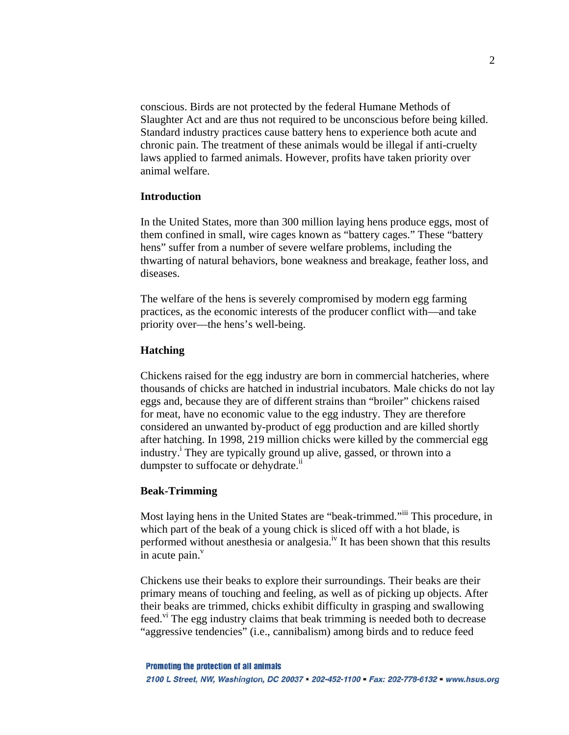conscious. Birds are not protected by the federal Humane Methods of Slaughter Act and are thus not required to be unconscious before being killed. Standard industry practices cause battery hens to experience both acute and chronic pain. The treatment of these animals would be illegal if anti-cruelty laws applied to farmed animals. However, profits have taken priority over animal welfare.

**Introduction**

In the United States, more than 300 million laying hens produce eggs, most of them confined in small, wire cages known as "battery cages." These "battery hens" suffer from a number of severe welfare problems, including the thwarting of natural behaviors, bone weakness and breakage, feather loss, and diseases.

The welfare of the hens is severely compromised by modern egg farming practices, as the economic interests of the producer conflict with—and take priority over—the hens's well-being.

**Hatching**

Chickens raised for the egg industry are born in commercial hatcheries, where thousands of chicks are hatched in industrial incubators. Male chicks do not lay eggs and, because they are of different strains than "broiler" chickens raised for meat, have no economic value to the egg industry. They are therefore considered an unwanted by-product of egg production and are killed shortly after hatching. In 1998, 219 million chicks were killed by the commercial egg industry.[i] They are typically ground up alive, gassed, or thrown into a dumpster to suffocate or dehydrate.[ii]

**Beak-Trimming**

Most laying hens in the United States are "beak-trimmed."[iii] This procedure, in which part of the beak of a young chick is sliced off with a hot blade, is performed without anesthesia or analgesia.[iv] It has been shown that this results in acute pain.[v]

Chickens use their beaks to explore their surroundings. Their beaks are their primary means of touching and feeling, as well as of picking up objects. After their beaks are trimmed, chicks exhibit difficulty in grasping and swallowing feed.[vi] The egg industry claims that beak trimming is needed both to decrease "aggressive tendencies" (i.e., cannibalism) among birds and to reduce feed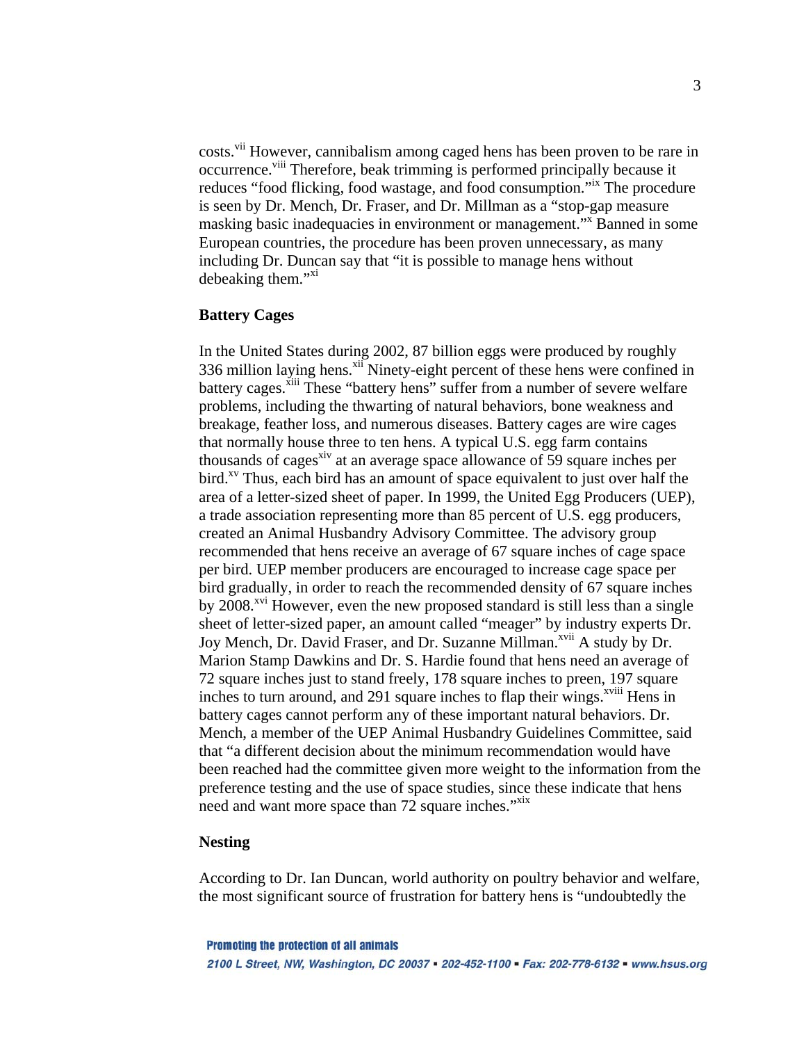costs.[vii] However, cannibalism among caged hens has been proven to be rare in occurrence.[viii] Therefore, beak trimming is performed principally because it reduces "food flicking, food wastage, and food consumption."[ix] The procedure is seen by Dr. Mench, Dr. Fraser, and Dr. Millman as a "stop-gap measure masking basic inadequacies in environment or management."[x] Banned in some European countries, the procedure has been proven unnecessary, as many including Dr. Duncan say that "it is possible to manage hens without debeaking them."[xi]

**Battery Cages**

In the United States during 2002, 87 billion eggs were produced by roughly 336 million laying hens.[xii] Ninety-eight percent of these hens were confined in battery cages.[xiii] These "battery hens" suffer from a number of severe welfare problems, including the thwarting of natural behaviors, bone weakness and breakage, feather loss, and numerous diseases. Battery cages are wire cages that normally house three to ten hens. A typical U.S. egg farm contains thousands of cages[xiv] at an average space allowance of 59 square inches per bird.[xv] Thus, each bird has an amount of space equivalent to just over half the area of a letter-sized sheet of paper. In 1999, the United Egg Producers (UEP), a trade association representing more than 85 percent of U.S. egg producers, created an Animal Husbandry Advisory Committee. The advisory group recommended that hens receive an average of 67 square inches of cage space per bird. UEP member producers are encouraged to increase cage space per bird gradually, in order to reach the recommended density of 67 square inches by 2008.[xvi] However, even the new proposed standard is still less than a single sheet of letter-sized paper, an amount called "meager" by industry experts Dr. Joy Mench, Dr. David Fraser, and Dr. Suzanne Millman.[xvii] A study by Dr. Marion Stamp Dawkins and Dr. S. Hardie found that hens need an average of 72 square inches just to stand freely, 178 square inches to preen, 197 square inches to turn around, and 291 square inches to flap their wings.[xviii] Hens in battery cages cannot perform any of these important natural behaviors. Dr. Mench, a member of the UEP Animal Husbandry Guidelines Committee, said that "a different decision about the minimum recommendation would have been reached had the committee given more weight to the information from the preference testing and the use of space studies, since these indicate that hens need and want more space than 72 square inches."[xix]

**Nesting**

According to Dr. Ian Duncan, world authority on poultry behavior and welfare, the most significant source of frustration for battery hens is "undoubtedly the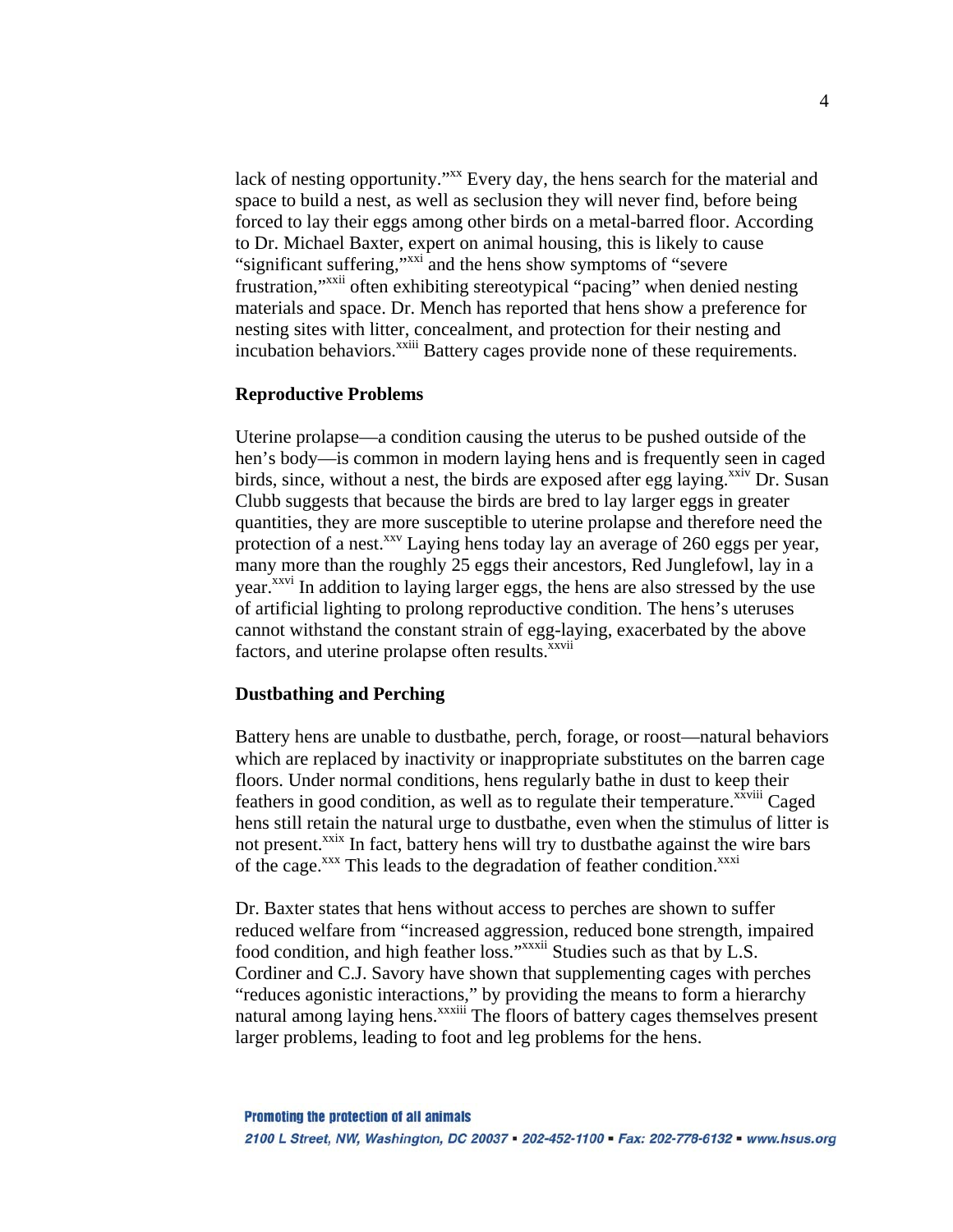lack of nesting opportunity."[xx] Every day, the hens search for the material and space to build a nest, as well as seclusion they will never find, before being forced to lay their eggs among other birds on a metal-barred floor. According to Dr. Michael Baxter, expert on animal housing, this is likely to cause "significant suffering,"[xxi] and the hens show symptoms of "severe frustration,"[xxii] often exhibiting stereotypical "pacing" when denied nesting materials and space. Dr. Mench has reported that hens show a preference for nesting sites with litter, concealment, and protection for their nesting and incubation behaviors.[xxiii] Battery cages provide none of these requirements.

**Reproductive Problems**

Uterine prolapse—a condition causing the uterus to be pushed outside of the hen's body—is common in modern laying hens and is frequently seen in caged birds, since, without a nest, the birds are exposed after egg laying.[xxiv] Dr. Susan Clubb suggests that because the birds are bred to lay larger eggs in greater quantities, they are more susceptible to uterine prolapse and therefore need the protection of a nest.[xxv] Laying hens today lay an average of 260 eggs per year, many more than the roughly 25 eggs their ancestors, Red Junglefowl, lay in a year.[xxvi] In addition to laying larger eggs, the hens are also stressed by the use of artificial lighting to prolong reproductive condition. The hens's uteruses cannot withstand the constant strain of egg-laying, exacerbated by the above factors, and uterine prolapse often results.[xxvii]

**Dustbathing and Perching**

Battery hens are unable to dustbathe, perch, forage, or roost—natural behaviors which are replaced by inactivity or inappropriate substitutes on the barren cage floors. Under normal conditions, hens regularly bathe in dust to keep their feathers in good condition, as well as to regulate their temperature.[xxviii] Caged hens still retain the natural urge to dustbathe, even when the stimulus of litter is not present.[xxix] In fact, battery hens will try to dustbathe against the wire bars of the cage.[xxx] This leads to the degradation of feather condition.[xxxi]

Dr. Baxter states that hens without access to perches are shown to suffer reduced welfare from "increased aggression, reduced bone strength, impaired food condition, and high feather loss."[xxxii] Studies such as that by L.S. Cordiner and C.J. Savory have shown that supplementing cages with perches "reduces agonistic interactions," by providing the means to form a hierarchy natural among laying hens.[xxxiii] The floors of battery cages themselves present larger problems, leading to foot and leg problems for the hens.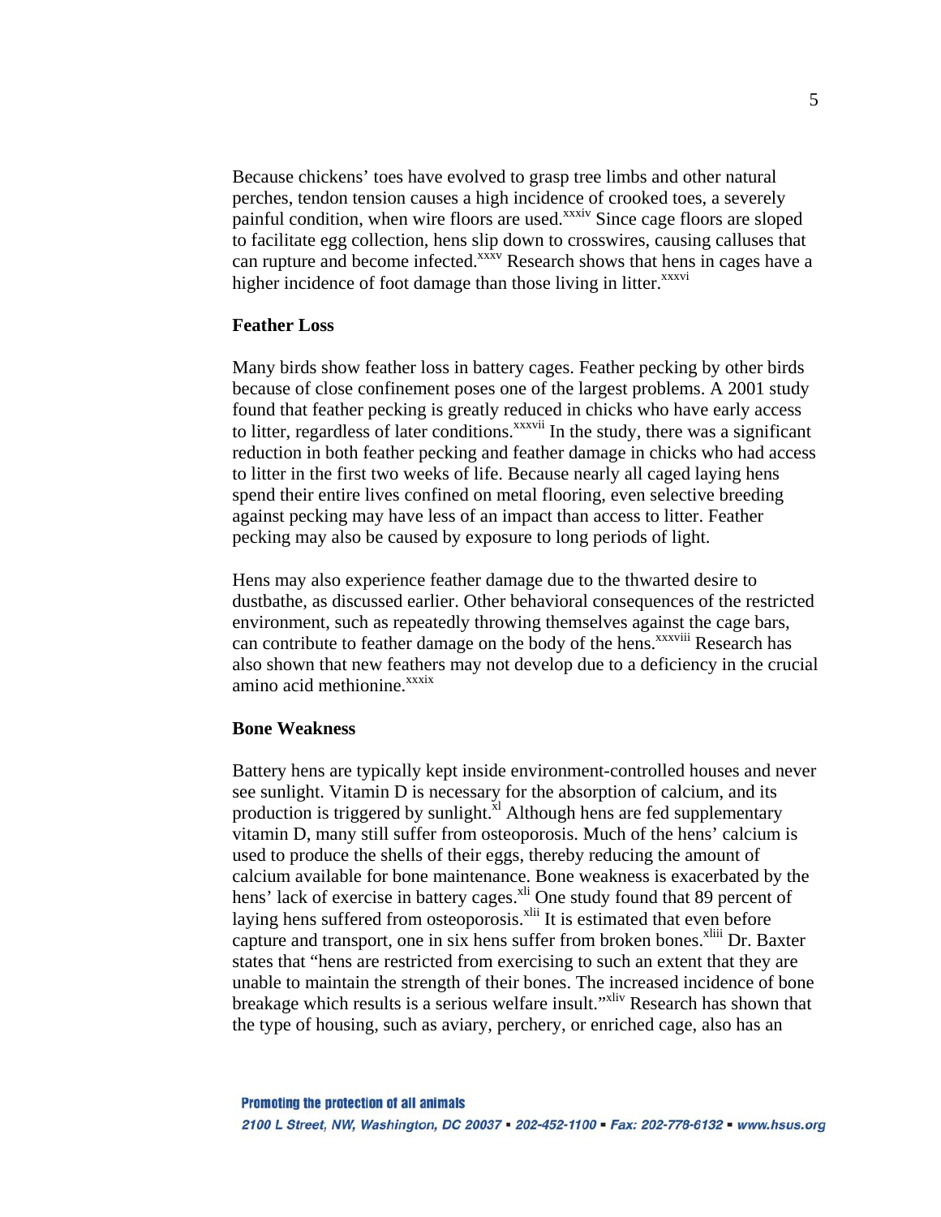Because chickens' toes have evolved to grasp tree limbs and other natural perches, tendon tension causes a high incidence of crooked toes, a severely painful condition, when wire floors are used.[xxxiv] Since cage floors are sloped to facilitate egg collection, hens slip down to crosswires, causing calluses that can rupture and become infected.[xxxv] Research shows that hens in cages have a higher incidence of foot damage than those living in litter.[xxxvi]

**Feather Loss**

Many birds show feather loss in battery cages. Feather pecking by other birds because of close confinement poses one of the largest problems. A 2001 study found that feather pecking is greatly reduced in chicks who have early access to litter, regardless of later conditions.[xxxvii] In the study, there was a significant reduction in both feather pecking and feather damage in chicks who had access to litter in the first two weeks of life. Because nearly all caged laying hens spend their entire lives confined on metal flooring, even selective breeding against pecking may have less of an impact than access to litter. Feather pecking may also be caused by exposure to long periods of light.

Hens may also experience feather damage due to the thwarted desire to dustbathe, as discussed earlier. Other behavioral consequences of the restricted environment, such as repeatedly throwing themselves against the cage bars, can contribute to feather damage on the body of the hens.[xxxviii] Research has also shown that new feathers may not develop due to a deficiency in the crucial amino acid methionine.[xxxix]

**Bone Weakness**

Battery hens are typically kept inside environment-controlled houses and never see sunlight. Vitamin D is necessary for the absorption of calcium, and its production is triggered by sunlight.[xl] Although hens are fed supplementary vitamin D, many still suffer from osteoporosis. Much of the hens' calcium is used to produce the shells of their eggs, thereby reducing the amount of calcium available for bone maintenance. Bone weakness is exacerbated by the hens' lack of exercise in battery cages.[xli] One study found that 89 percent of laying hens suffered from osteoporosis.[xlii] It is estimated that even before capture and transport, one in six hens suffer from broken bones.[xliii] Dr. Baxter states that "hens are restricted from exercising to such an extent that they are unable to maintain the strength of their bones. The increased incidence of bone breakage which results is a serious welfare insult."[xliv] Research has shown that the type of housing, such as aviary, perchery, or enriched cage, also has an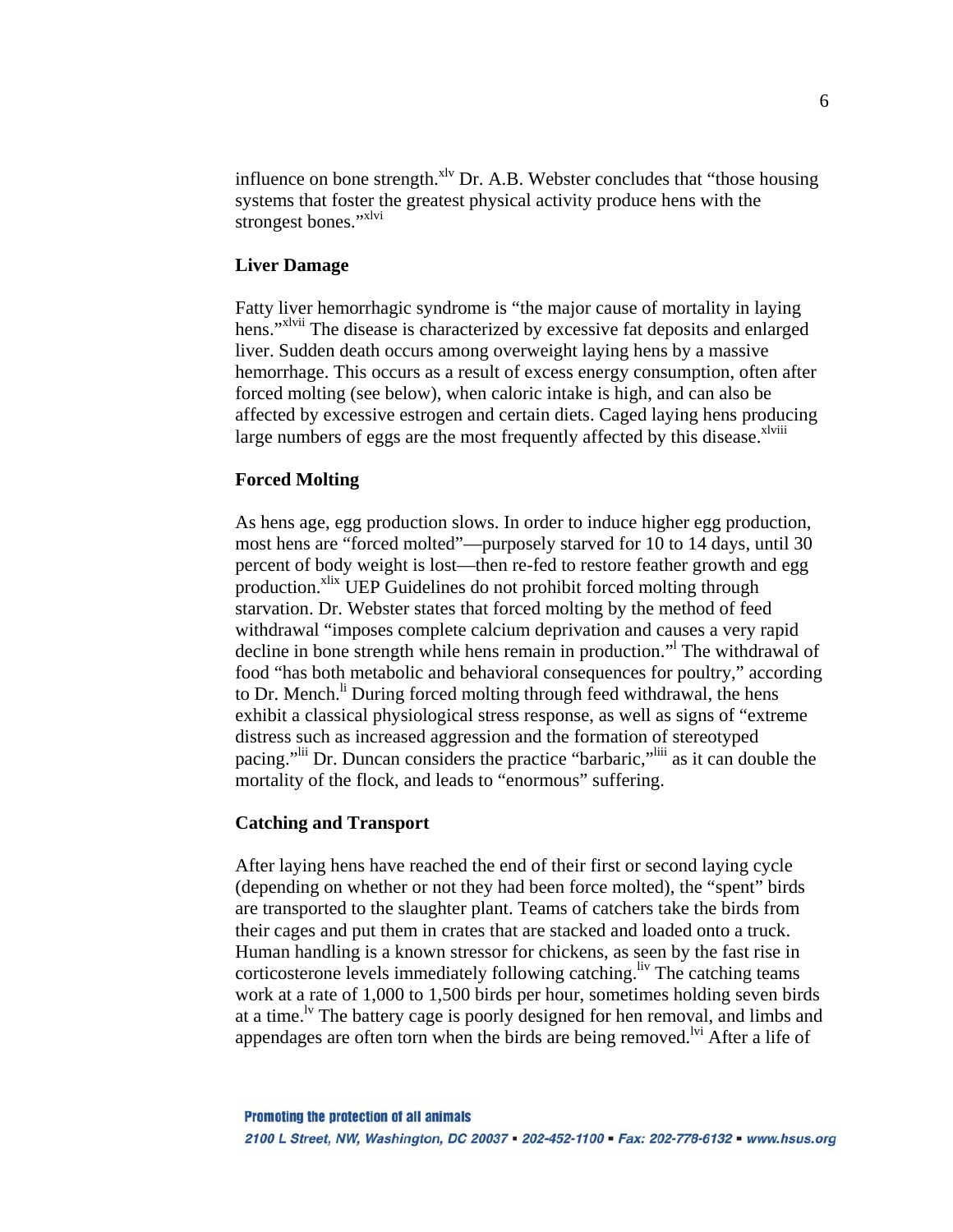influence on bone strength.[xlv] Dr. A.B. Webster concludes that "those housing systems that foster the greatest physical activity produce hens with the strongest bones."[xlvi]

**Liver Damage**

Fatty liver hemorrhagic syndrome is "the major cause of mortality in laying hens."[xlvii] The disease is characterized by excessive fat deposits and enlarged liver. Sudden death occurs among overweight laying hens by a massive hemorrhage. This occurs as a result of excess energy consumption, often after forced molting (see below), when caloric intake is high, and can also be affected by excessive estrogen and certain diets. Caged laying hens producing large numbers of eggs are the most frequently affected by this disease.[xlviii]

**Forced Molting**

As hens age, egg production slows. In order to induce higher egg production, most hens are "forced molted"—purposely starved for 10 to 14 days, until 30 percent of body weight is lost—then re-fed to restore feather growth and egg production.[xlix] UEP Guidelines do not prohibit forced molting through starvation. Dr. Webster states that forced molting by the method of feed withdrawal "imposes complete calcium deprivation and causes a very rapid decline in bone strength while hens remain in production."[l] The withdrawal of food "has both metabolic and behavioral consequences for poultry," according to Dr. Mench.[li] During forced molting through feed withdrawal, the hens exhibit a classical physiological stress response, as well as signs of "extreme distress such as increased aggression and the formation of stereotyped pacing."[lii] Dr. Duncan considers the practice "barbaric,"[liii] as it can double the mortality of the flock, and leads to "enormous" suffering.

**Catching and Transport**

After laying hens have reached the end of their first or second laying cycle (depending on whether or not they had been force molted), the "spent" birds are transported to the slaughter plant. Teams of catchers take the birds from their cages and put them in crates that are stacked and loaded onto a truck. Human handling is a known stressor for chickens, as seen by the fast rise in corticosterone levels immediately following catching.[liv] The catching teams work at a rate of 1,000 to 1,500 birds per hour, sometimes holding seven birds at a time.[lv] The battery cage is poorly designed for hen removal, and limbs and appendages are often torn when the birds are being removed.[lvi] After a life of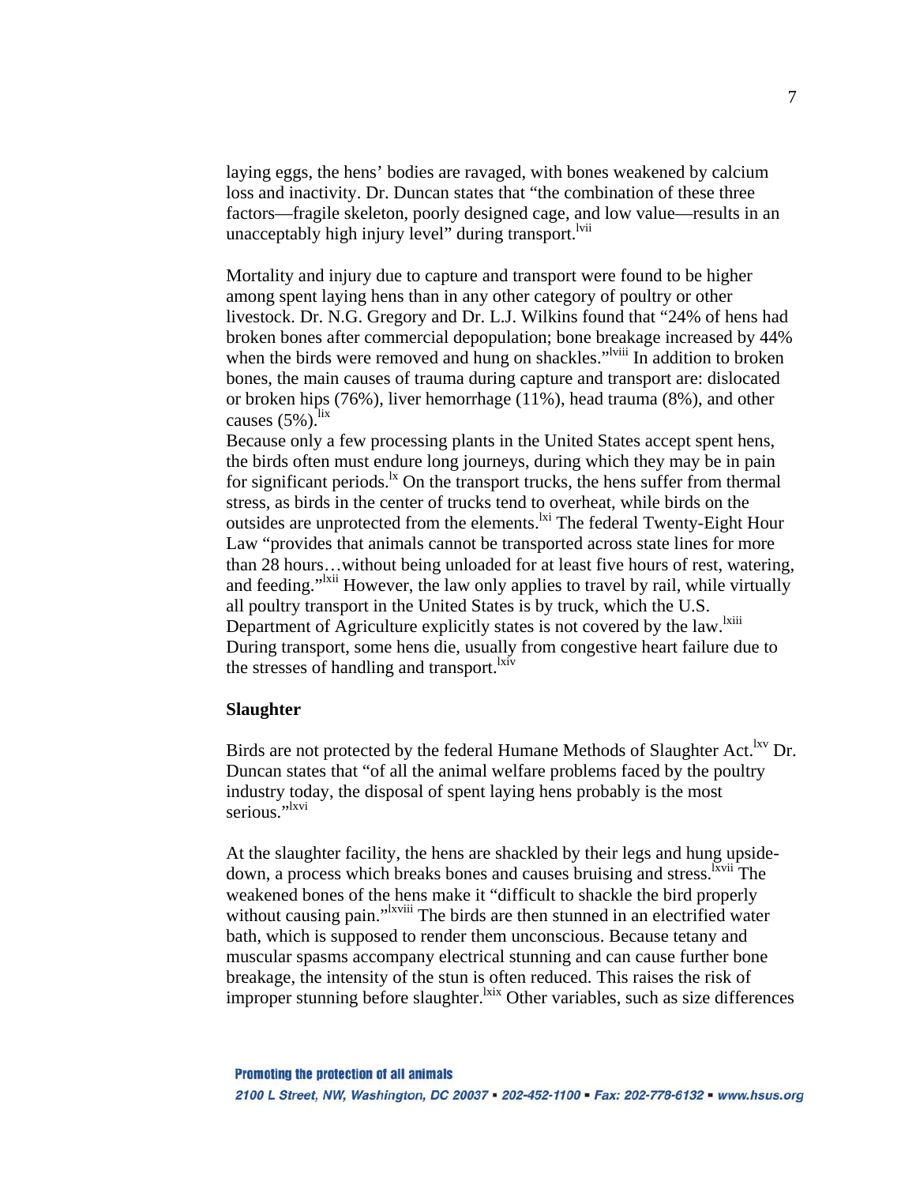laying eggs, the hens' bodies are ravaged, with bones weakened by calcium loss and inactivity. Dr. Duncan states that "the combination of these three factors—fragile skeleton, poorly designed cage, and low value—results in an unacceptably high injury level" during transport.[lvii]

Mortality and injury due to capture and transport were found to be higher among spent laying hens than in any other category of poultry or other livestock. Dr. N.G. Gregory and Dr. L.J. Wilkins found that "24% of hens had broken bones after commercial depopulation; bone breakage increased by 44% when the birds were removed and hung on shackles."[lviii] In addition to broken bones, the main causes of trauma during capture and transport are: dislocated or broken hips (76%), liver hemorrhage (11%), head trauma (8%), and other causes (5%).[lix]

Because only a few processing plants in the United States accept spent hens, the birds often must endure long journeys, during which they may be in pain for significant periods.[lx] On the transport trucks, the hens suffer from thermal stress, as birds in the center of trucks tend to overheat, while birds on the outsides are unprotected from the elements.[lxi] The federal Twenty-Eight Hour Law "provides that animals cannot be transported across state lines for more than 28 hours…without being unloaded for at least five hours of rest, watering, and feeding."[lxii] However, the law only applies to travel by rail, while virtually all poultry transport in the United States is by truck, which the U.S. Department of Agriculture explicitly states is not covered by the law.[lxiii] During transport, some hens die, usually from congestive heart failure due to the stresses of handling and transport.[lxiv]

**Slaughter**

Birds are not protected by the federal Humane Methods of Slaughter Act.[lxv] Dr. Duncan states that "of all the animal welfare problems faced by the poultry industry today, the disposal of spent laying hens probably is the most serious."[lxvi]

At the slaughter facility, the hens are shackled by their legs and hung upside-down, a process which breaks bones and causes bruising and stress.[lxvii] The weakened bones of the hens make it "difficult to shackle the bird properly without causing pain."[lxviii] The birds are then stunned in an electrified water bath, which is supposed to render them unconscious. Because tetany and muscular spasms accompany electrical stunning and can cause further bone breakage, the intensity of the stun is often reduced. This raises the risk of improper stunning before slaughter.[lxix] Other variables, such as size differences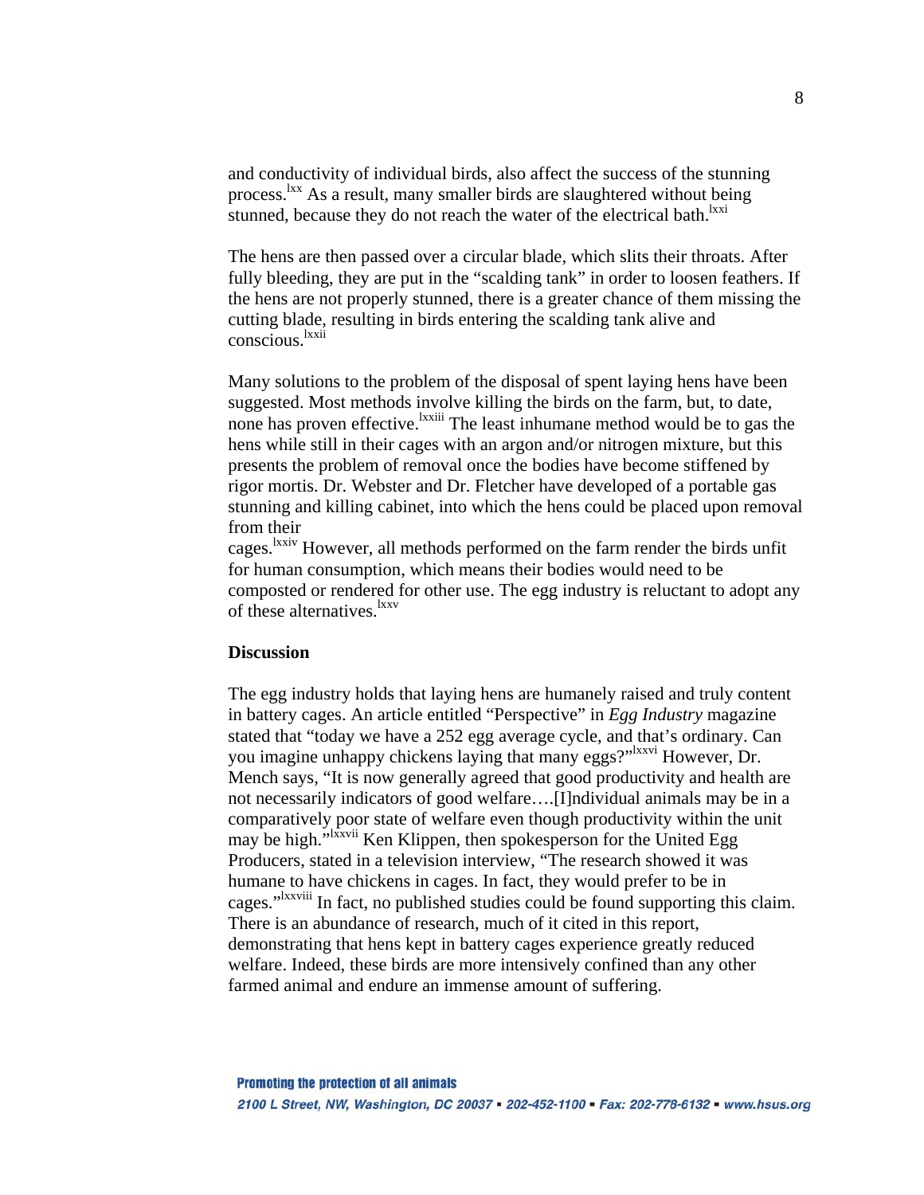and conductivity of individual birds, also affect the success of the stunning process.[lxx] As a result, many smaller birds are slaughtered without being stunned, because they do not reach the water of the electrical bath.[lxxi]

The hens are then passed over a circular blade, which slits their throats. After fully bleeding, they are put in the "scalding tank" in order to loosen feathers. If the hens are not properly stunned, there is a greater chance of them missing the cutting blade, resulting in birds entering the scalding tank alive and conscious.[lxxii]

Many solutions to the problem of the disposal of spent laying hens have been suggested. Most methods involve killing the birds on the farm, but, to date, none has proven effective.[lxxiii] The least inhumane method would be to gas the hens while still in their cages with an argon and/or nitrogen mixture, but this presents the problem of removal once the bodies have become stiffened by rigor mortis. Dr. Webster and Dr. Fletcher have developed of a portable gas stunning and killing cabinet, into which the hens could be placed upon removal from their cages.[lxxiv] However, all methods performed on the farm render the birds unfit for human consumption, which means their bodies would need to be composted or rendered for other use. The egg industry is reluctant to adopt any of these alternatives.[lxxv]

**Discussion**

The egg industry holds that laying hens are humanely raised and truly content in battery cages. An article entitled "Perspective" in *Egg Industry* magazine stated that "today we have a 252 egg average cycle, and that's ordinary. Can you imagine unhappy chickens laying that many eggs?"[lxxvi] However, Dr. Mench says, "It is now generally agreed that good productivity and health are not necessarily indicators of good welfare….[I]ndividual animals may be in a comparatively poor state of welfare even though productivity within the unit may be high."[lxxvii] Ken Klippen, then spokesperson for the United Egg Producers, stated in a television interview, "The research showed it was humane to have chickens in cages. In fact, they would prefer to be in cages."[lxxviii] In fact, no published studies could be found supporting this claim. There is an abundance of research, much of it cited in this report, demonstrating that hens kept in battery cages experience greatly reduced welfare. Indeed, these birds are more intensively confined than any other farmed animal and endure an immense amount of suffering.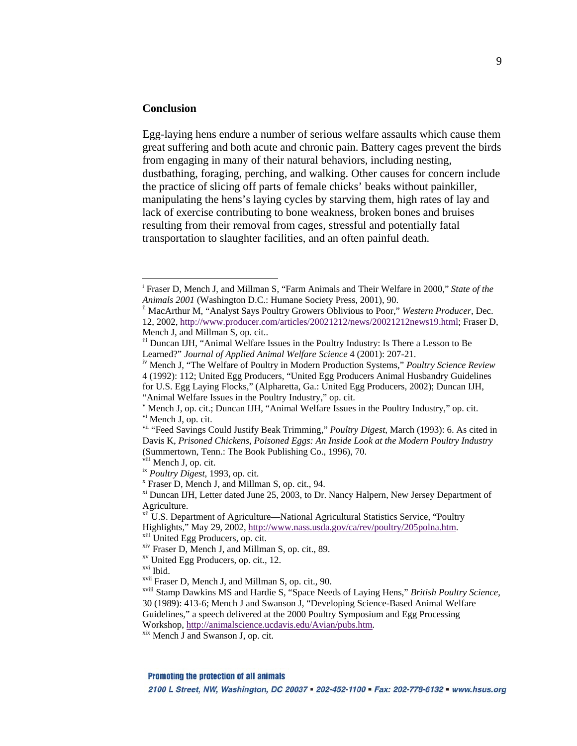## Conclusion

Egg-laying hens endure a number of serious welfare assaults which cause them great suffering and both acute and chronic pain. Battery cages prevent the birds from engaging in many of their natural behaviors, including nesting, dustbathing, foraging, perching, and walking. Other causes for concern include the practice of slicing off parts of female chicks' beaks without painkiller, manipulating the hens's laying cycles by starving them, high rates of lay and lack of exercise contributing to bone weakness, broken bones and bruises resulting from their removal from cages, stressful and potentially fatal transportation to slaughter facilities, and an often painful death.

---

[i] Fraser D, Mench J, and Millman S, "Farm Animals and Their Welfare in 2000," *State of the Animals 2001* (Washington D.C.: Humane Society Press, 2001), 90.

[ii] MacArthur M, "Analyst Says Poultry Growers Oblivious to Poor," *Western Producer*, Dec. 12, 2002, http://www.producer.com/articles/20021212/news/20021212news19.html; Fraser D, Mench J, and Millman S, op. cit..

[iii] Duncan IJH, "Animal Welfare Issues in the Poultry Industry: Is There a Lesson to Be Learned?" *Journal of Applied Animal Welfare Science* 4 (2001): 207-21.

[iv] Mench J, "The Welfare of Poultry in Modern Production Systems," *Poultry Science Review* 4 (1992): 112; United Egg Producers, "United Egg Producers Animal Husbandry Guidelines for U.S. Egg Laying Flocks," (Alpharetta, Ga.: United Egg Producers, 2002); Duncan IJH, "Animal Welfare Issues in the Poultry Industry," op. cit.

[v] Mench J, op. cit.; Duncan IJH, "Animal Welfare Issues in the Poultry Industry," op. cit.

[vi] Mench J, op. cit.

[vii] "Feed Savings Could Justify Beak Trimming," *Poultry Digest*, March (1993): 6. As cited in Davis K, *Prisoned Chickens, Poisoned Eggs: An Inside Look at the Modern Poultry Industry* (Summertown, Tenn.: The Book Publishing Co., 1996), 70.

[viii] Mench J, op. cit.

[ix] *Poultry Digest*, 1993, op. cit.

[x] Fraser D, Mench J, and Millman S, op. cit., 94.

[xi] Duncan IJH, Letter dated June 25, 2003, to Dr. Nancy Halpern, New Jersey Department of Agriculture.

[xii] U.S. Department of Agriculture—National Agricultural Statistics Service, "Poultry Highlights," May 29, 2002, http://www.nass.usda.gov/ca/rev/poultry/205polna.htm.

[xiii] United Egg Producers, op. cit.

[xiv] Fraser D, Mench J, and Millman S, op. cit., 89.

[xv] United Egg Producers, op. cit., 12.

[xvi] Ibid.

[xvii] Fraser D, Mench J, and Millman S, op. cit., 90.

[xviii] Stamp Dawkins MS and Hardie S, "Space Needs of Laying Hens," *British Poultry Science*, 30 (1989): 413-6; Mench J and Swanson J, "Developing Science-Based Animal Welfare Guidelines," a speech delivered at the 2000 Poultry Symposium and Egg Processing Workshop, http://animalscience.ucdavis.edu/Avian/pubs.htm.

[xix] Mench J and Swanson J, op. cit.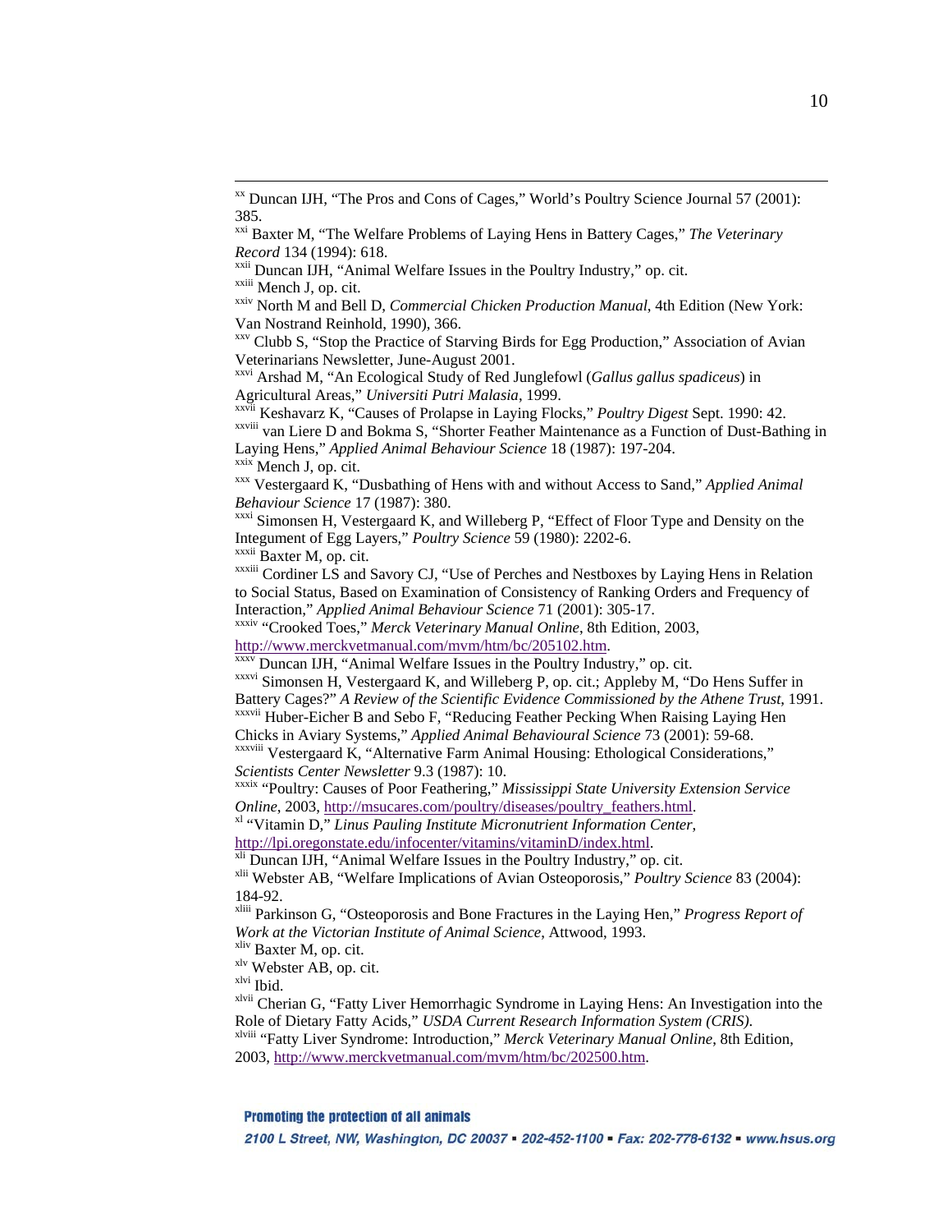[xx] Duncan IJH, "The Pros and Cons of Cages," World's Poultry Science Journal 57 (2001): 385.

[xxi] Baxter M, "The Welfare Problems of Laying Hens in Battery Cages," *The Veterinary Record* 134 (1994): 618.

[xxii] Duncan IJH, "Animal Welfare Issues in the Poultry Industry," op. cit.

[xxiii] Mench J, op. cit.

[xxiv] North M and Bell D, *Commercial Chicken Production Manual*, 4th Edition (New York: Van Nostrand Reinhold, 1990), 366.

[xxv] Clubb S, "Stop the Practice of Starving Birds for Egg Production," Association of Avian Veterinarians Newsletter, June-August 2001.

[xxvi] Arshad M, "An Ecological Study of Red Junglefowl (*Gallus gallus spadiceus*) in Agricultural Areas," *Universiti Putri Malasia*, 1999.

[xxvii] Keshavarz K, "Causes of Prolapse in Laying Flocks," *Poultry Digest* Sept. 1990: 42.

[xxviii] van Liere D and Bokma S, "Shorter Feather Maintenance as a Function of Dust-Bathing in Laying Hens," *Applied Animal Behaviour Science* 18 (1987): 197-204.

[xxix] Mench J, op. cit.

[xxx] Vestergaard K, "Dusbathing of Hens with and without Access to Sand," *Applied Animal Behaviour Science* 17 (1987): 380.

[xxxi] Simonsen H, Vestergaard K, and Willeberg P, "Effect of Floor Type and Density on the Integument of Egg Layers," *Poultry Science* 59 (1980): 2202-6.

[xxxii] Baxter M, op. cit.

[xxxiii] Cordiner LS and Savory CJ, "Use of Perches and Nestboxes by Laying Hens in Relation to Social Status, Based on Examination of Consistency of Ranking Orders and Frequency of Interaction," *Applied Animal Behaviour Science* 71 (2001): 305-17.

[xxxiv] "Crooked Toes," *Merck Veterinary Manual Online*, 8th Edition, 2003, http://www.merckvetmanual.com/mvm/htm/bc/205102.htm.

[xxxv] Duncan IJH, "Animal Welfare Issues in the Poultry Industry," op. cit.

[xxxvi] Simonsen H, Vestergaard K, and Willeberg P, op. cit.; Appleby M, "Do Hens Suffer in Battery Cages?" *A Review of the Scientific Evidence Commissioned by the Athene Trust*, 1991.

[xxxvii] Huber-Eicher B and Sebo F, "Reducing Feather Pecking When Raising Laying Hen Chicks in Aviary Systems," *Applied Animal Behavioural Science* 73 (2001): 59-68.

[xxxviii] Vestergaard K, "Alternative Farm Animal Housing: Ethological Considerations," *Scientists Center Newsletter* 9.3 (1987): 10.

[xxxix] "Poultry: Causes of Poor Feathering," *Mississippi State University Extension Service Online*, 2003, http://msucares.com/poultry/diseases/poultry_feathers.html.

[xl] "Vitamin D," *Linus Pauling Institute Micronutrient Information Center*, http://lpi.oregonstate.edu/infocenter/vitamins/vitaminD/index.html.

[xli] Duncan IJH, "Animal Welfare Issues in the Poultry Industry," op. cit.

[xlii] Webster AB, "Welfare Implications of Avian Osteoporosis," *Poultry Science* 83 (2004): 184-92.

[xliii] Parkinson G, "Osteoporosis and Bone Fractures in the Laying Hen," *Progress Report of Work at the Victorian Institute of Animal Science*, Attwood, 1993.

[xliv] Baxter M, op. cit.

[xlv] Webster AB, op. cit.

[xlvi] Ibid.

[xlvii] Cherian G, "Fatty Liver Hemorrhagic Syndrome in Laying Hens: An Investigation into the Role of Dietary Fatty Acids," *USDA Current Research Information System (CRIS)*.

[xlviii] "Fatty Liver Syndrome: Introduction," *Merck Veterinary Manual Online*, 8th Edition, 2003, http://www.merckvetmanual.com/mvm/htm/bc/202500.htm.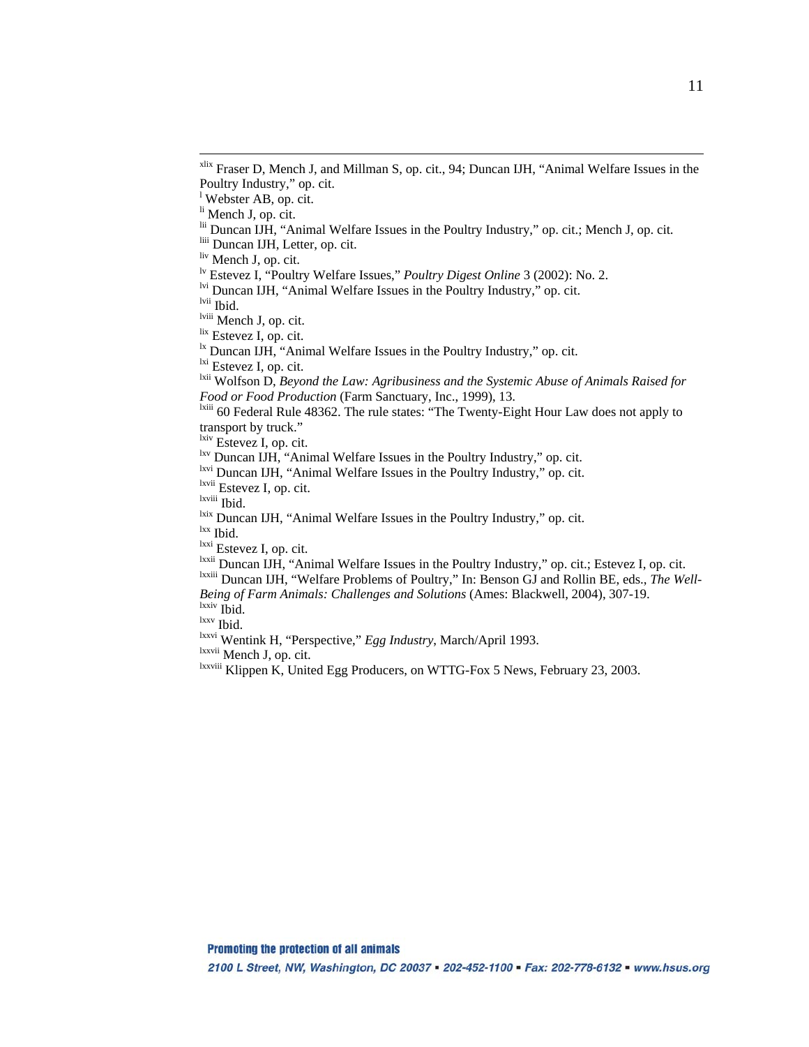[xlix] Fraser D, Mench J, and Millman S, op. cit., 94; Duncan IJH, "Animal Welfare Issues in the Poultry Industry," op. cit.
[l] Webster AB, op. cit.
[li] Mench J, op. cit.
[lii] Duncan IJH, "Animal Welfare Issues in the Poultry Industry," op. cit.; Mench J, op. cit.
[liii] Duncan IJH, Letter, op. cit.
[liv] Mench J, op. cit.
[lv] Estevez I, "Poultry Welfare Issues," *Poultry Digest Online* 3 (2002): No. 2.
[lvi] Duncan IJH, "Animal Welfare Issues in the Poultry Industry," op. cit.
[lvii] Ibid.
[lviii] Mench J, op. cit.
[lix] Estevez I, op. cit.
[lx] Duncan IJH, "Animal Welfare Issues in the Poultry Industry," op. cit.
[lxi] Estevez I, op. cit.
[lxii] Wolfson D, *Beyond the Law: Agribusiness and the Systemic Abuse of Animals Raised for Food or Food Production* (Farm Sanctuary, Inc., 1999), 13.
[lxiii] 60 Federal Rule 48362. The rule states: "The Twenty-Eight Hour Law does not apply to transport by truck."
[lxiv] Estevez I, op. cit.
[lxv] Duncan IJH, "Animal Welfare Issues in the Poultry Industry," op. cit.
[lxvi] Duncan IJH, "Animal Welfare Issues in the Poultry Industry," op. cit.
[lxvii] Estevez I, op. cit.
[lxviii] Ibid.
[lxix] Duncan IJH, "Animal Welfare Issues in the Poultry Industry," op. cit.
[lxx] Ibid.
[lxxi] Estevez I, op. cit.
[lxxii] Duncan IJH, "Animal Welfare Issues in the Poultry Industry," op. cit.; Estevez I, op. cit.
[lxxiii] Duncan IJH, "Welfare Problems of Poultry," In: Benson GJ and Rollin BE, eds., *The Well-Being of Farm Animals: Challenges and Solutions* (Ames: Blackwell, 2004), 307-19.
[lxxiv] Ibid.
[lxxv] Ibid.
[lxxvi] Wentink H, "Perspective," *Egg Industry*, March/April 1993.
[lxxvii] Mench J, op. cit.
[lxxviii] Klippen K, United Egg Producers, on WTTG-Fox 5 News, February 23, 2003.